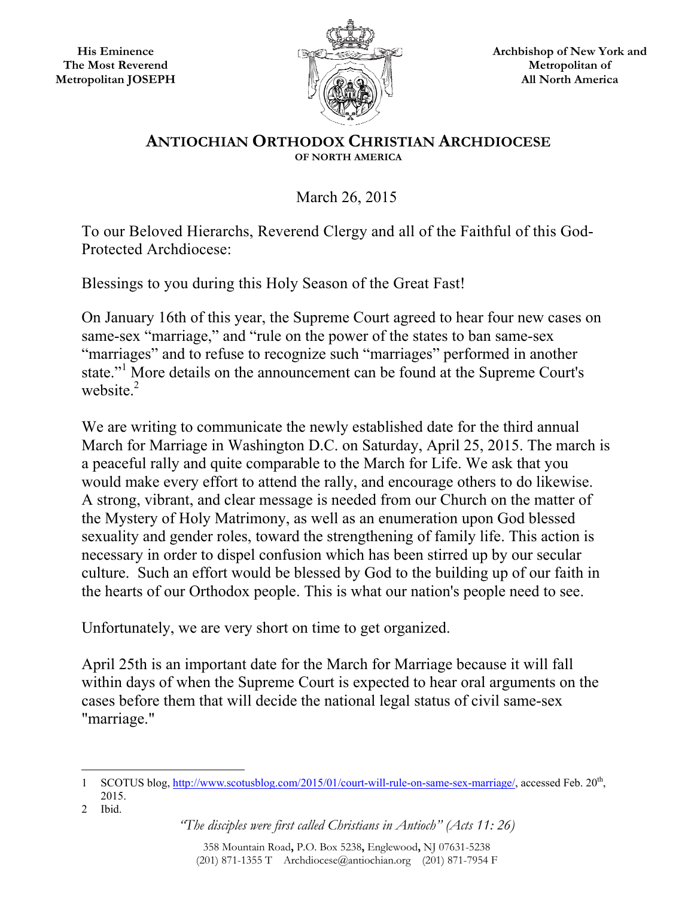His Eminence
The Most Reverend
Metropolitan JOSEPH

Archbishop of New York and
Metropolitan of
All North America

# ANTIOCHIAN ORTHODOX CHRISTIAN ARCHDIOCESE
## OF NORTH AMERICA

March 26, 2015

To our Beloved Hierarchs, Reverend Clergy and all of the Faithful of this God-Protected Archdiocese:

Blessings to you during this Holy Season of the Great Fast!

On January 16th of this year, the Supreme Court agreed to hear four new cases on same-sex "marriage," and "rule on the power of the states to ban same-sex "marriages" and to refuse to recognize such "marriages" performed in another state."[1] More details on the announcement can be found at the Supreme Court's website.[2]

We are writing to communicate the newly established date for the third annual March for Marriage in Washington D.C. on Saturday, April 25, 2015. The march is a peaceful rally and quite comparable to the March for Life. We ask that you would make every effort to attend the rally, and encourage others to do likewise. A strong, vibrant, and clear message is needed from our Church on the matter of the Mystery of Holy Matrimony, as well as an enumeration upon God blessed sexuality and gender roles, toward the strengthening of family life. This action is necessary in order to dispel confusion which has been stirred up by our secular culture. Such an effort would be blessed by God to the building up of our faith in the hearts of our Orthodox people. This is what our nation's people need to see.

Unfortunately, we are very short on time to get organized.

April 25th is an important date for the March for Marriage because it will fall within days of when the Supreme Court is expected to hear oral arguments on the cases before them that will decide the national legal status of civil same-sex "marriage."

---

1 SCOTUS blog, http://www.scotusblog.com/2015/01/court-will-rule-on-same-sex-marriage/, accessed Feb. 20th, 2015.

2 Ibid.

*"The disciples were first called Christians in Antioch" (Acts 11: 26)*

358 Mountain Road, P.O. Box 5238, Englewood, NJ 07631-5238
(201) 871-1355 T Archdiocese@antiochian.org (201) 871-7954 F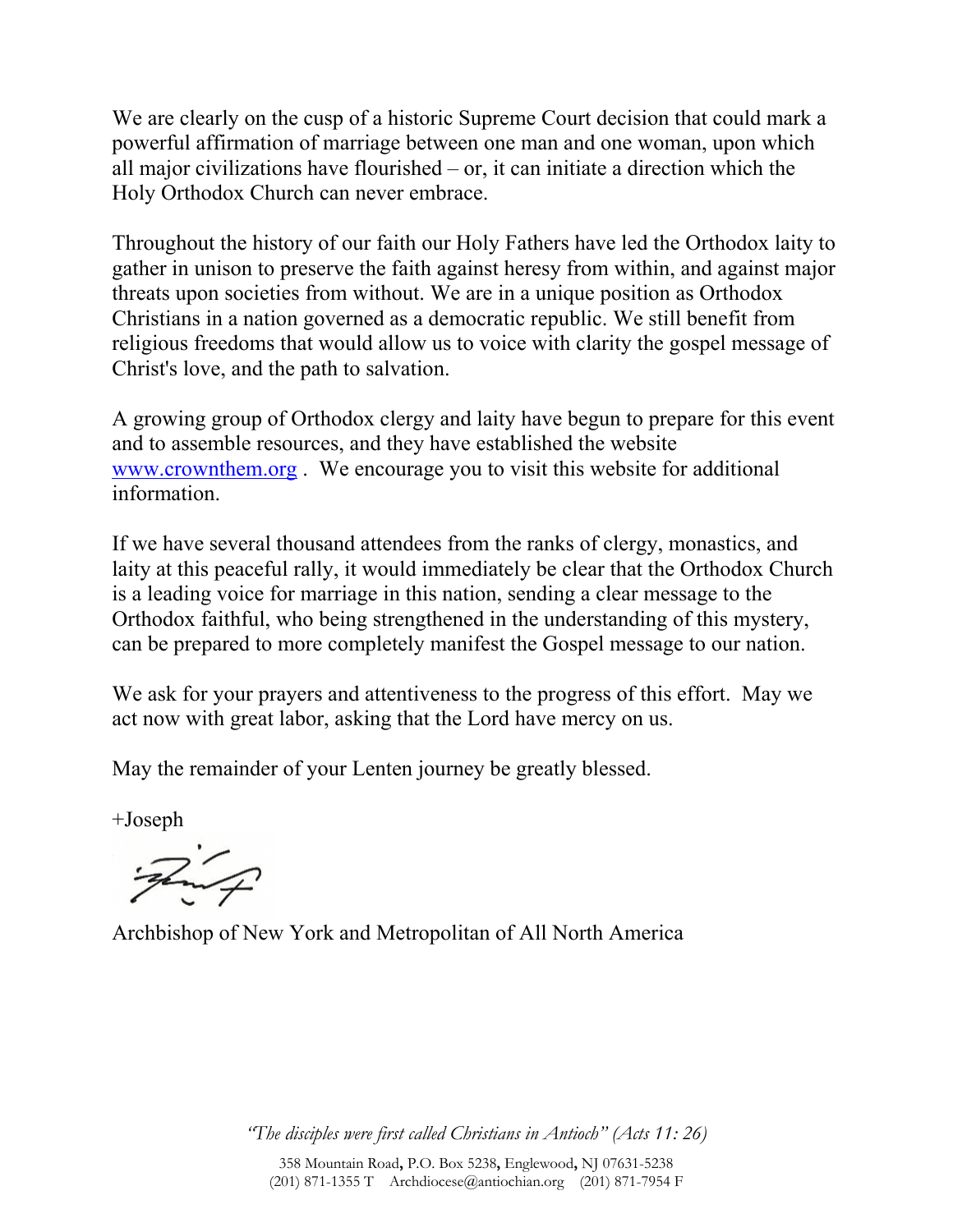We are clearly on the cusp of a historic Supreme Court decision that could mark a powerful affirmation of marriage between one man and one woman, upon which all major civilizations have flourished – or, it can initiate a direction which the Holy Orthodox Church can never embrace.

Throughout the history of our faith our Holy Fathers have led the Orthodox laity to gather in unison to preserve the faith against heresy from within, and against major threats upon societies from without. We are in a unique position as Orthodox Christians in a nation governed as a democratic republic. We still benefit from religious freedoms that would allow us to voice with clarity the gospel message of Christ's love, and the path to salvation.

A growing group of Orthodox clergy and laity have begun to prepare for this event and to assemble resources, and they have established the website [www.crownthem.org](http://www.crownthem.org) . We encourage you to visit this website for additional information.

If we have several thousand attendees from the ranks of clergy, monastics, and laity at this peaceful rally, it would immediately be clear that the Orthodox Church is a leading voice for marriage in this nation, sending a clear message to the Orthodox faithful, who being strengthened in the understanding of this mystery, can be prepared to more completely manifest the Gospel message to our nation.

We ask for your prayers and attentiveness to the progress of this effort. May we act now with great labor, asking that the Lord have mercy on us.

May the remainder of your Lenten journey be greatly blessed.

+Joseph

Archbishop of New York and Metropolitan of All North America

*"The disciples were first called Christians in Antioch" (Acts 11: 26)*

358 Mountain Road, P.O. Box 5238, Englewood, NJ 07631-5238
(201) 871-1355 T Archdiocese@antiochian.org (201) 871-7954 F